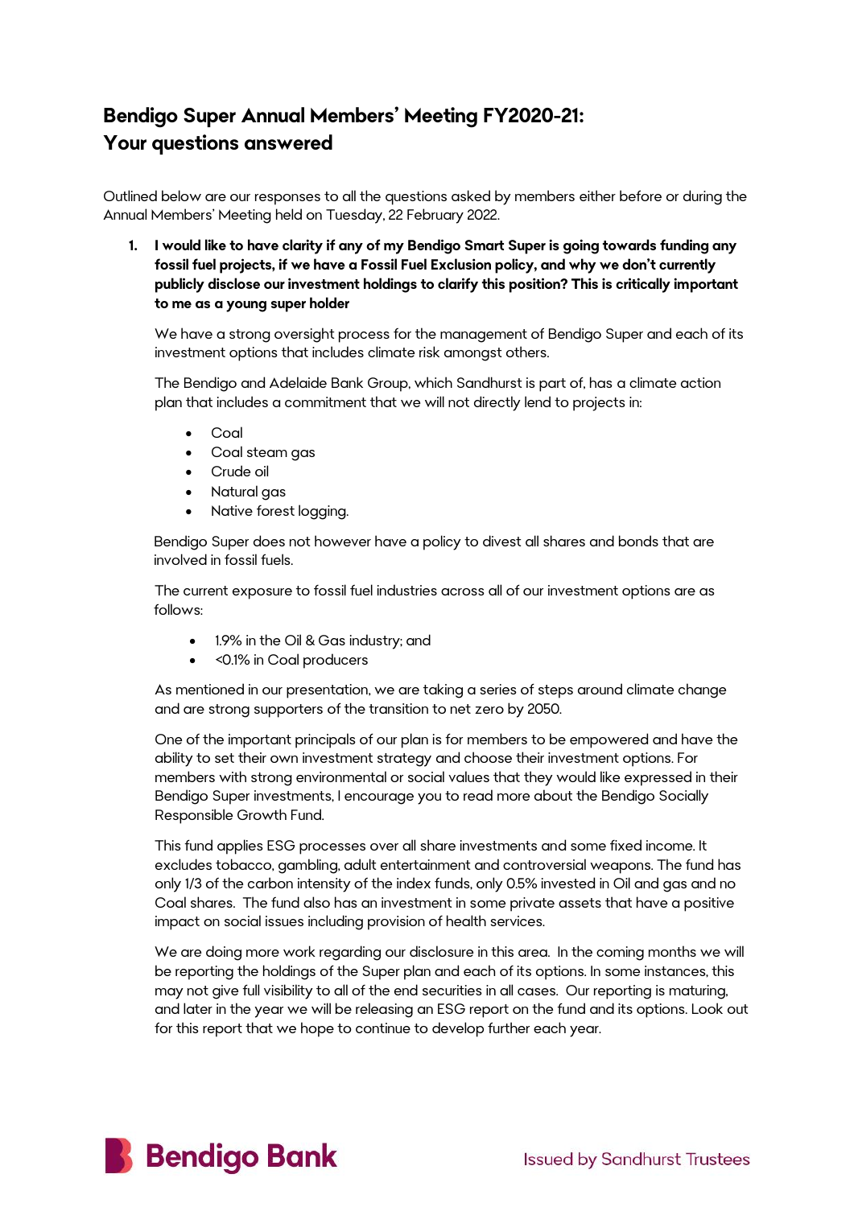# Bendigo Super Annual Members' Meeting FY2020-21: Your questions answered

Outlined below are our responses to all the questions asked by members either before or during the Annual Members' Meeting held on Tuesday, 22 February 2022.

1. **I would like to have clarity if any of my Bendigo Smart Super is going towards funding any fossil fuel projects, if we have a Fossil Fuel Exclusion policy, and why we don't currently publicly disclose our investment holdings to clarify this position? This is critically important to me as a young super holder**

   We have a strong oversight process for the management of Bendigo Super and each of its investment options that includes climate risk amongst others.

   The Bendigo and Adelaide Bank Group, which Sandhurst is part of, has a climate action plan that includes a commitment that we will not directly lend to projects in:

   - Coal
   - Coal steam gas
   - Crude oil
   - Natural gas
   - Native forest logging.

   Bendigo Super does not however have a policy to divest all shares and bonds that are involved in fossil fuels.

   The current exposure to fossil fuel industries across all of our investment options are as follows:

   - 1.9% in the Oil & Gas industry; and
   - <0.1% in Coal producers

   As mentioned in our presentation, we are taking a series of steps around climate change and are strong supporters of the transition to net zero by 2050.

   One of the important principals of our plan is for members to be empowered and have the ability to set their own investment strategy and choose their investment options. For members with strong environmental or social values that they would like expressed in their Bendigo Super investments, I encourage you to read more about the Bendigo Socially Responsible Growth Fund.

   This fund applies ESG processes over all share investments and some fixed income. It excludes tobacco, gambling, adult entertainment and controversial weapons. The fund has only 1/3 of the carbon intensity of the index funds, only 0.5% invested in Oil and gas and no Coal shares. The fund also has an investment in some private assets that have a positive impact on social issues including provision of health services.

   We are doing more work regarding our disclosure in this area. In the coming months we will be reporting the holdings of the Super plan and each of its options. In some instances, this may not give full visibility to all of the end securities in all cases. Our reporting is maturing, and later in the year we will be releasing an ESG report on the fund and its options. Look out for this report that we hope to continue to develop further each year.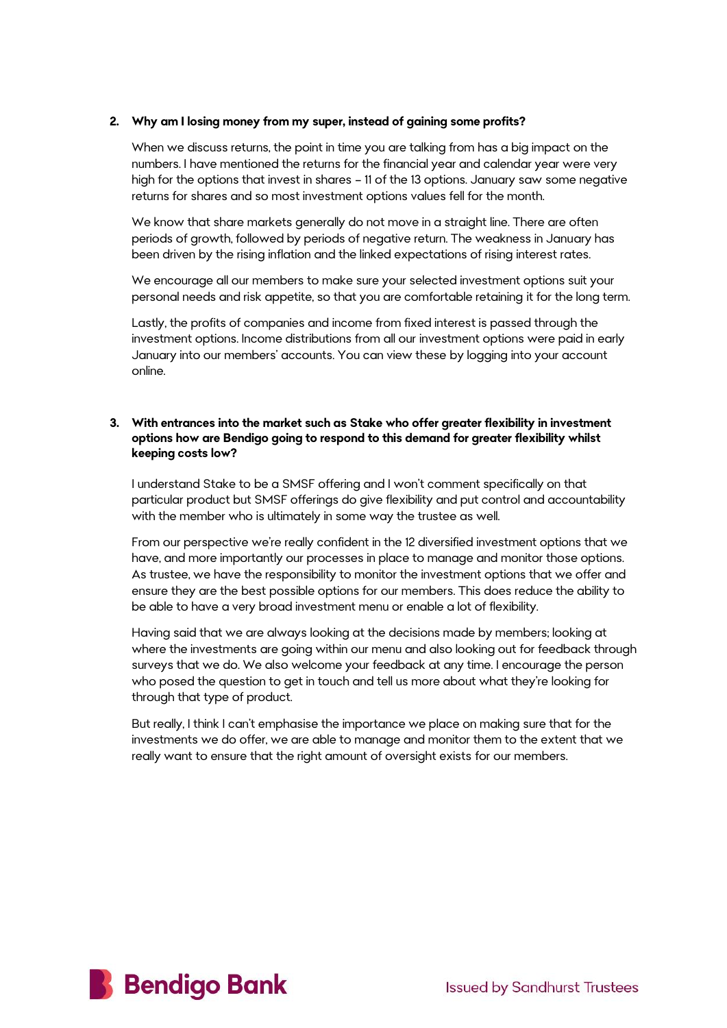2. **Why am I losing money from my super, instead of gaining some profits?**

   When we discuss returns, the point in time you are talking from has a big impact on the numbers. I have mentioned the returns for the financial year and calendar year were very high for the options that invest in shares – 11 of the 13 options. January saw some negative returns for shares and so most investment options values fell for the month.

   We know that share markets generally do not move in a straight line. There are often periods of growth, followed by periods of negative return. The weakness in January has been driven by the rising inflation and the linked expectations of rising interest rates.

   We encourage all our members to make sure your selected investment options suit your personal needs and risk appetite, so that you are comfortable retaining it for the long term.

   Lastly, the profits of companies and income from fixed interest is passed through the investment options. Income distributions from all our investment options were paid in early January into our members' accounts. You can view these by logging into your account online.

3. **With entrances into the market such as Stake who offer greater flexibility in investment options how are Bendigo going to respond to this demand for greater flexibility whilst keeping costs low?**

   I understand Stake to be a SMSF offering and I won't comment specifically on that particular product but SMSF offerings do give flexibility and put control and accountability with the member who is ultimately in some way the trustee as well.

   From our perspective we're really confident in the 12 diversified investment options that we have, and more importantly our processes in place to manage and monitor those options. As trustee, we have the responsibility to monitor the investment options that we offer and ensure they are the best possible options for our members. This does reduce the ability to be able to have a very broad investment menu or enable a lot of flexibility.

   Having said that we are always looking at the decisions made by members; looking at where the investments are going within our menu and also looking out for feedback through surveys that we do. We also welcome your feedback at any time. I encourage the person who posed the question to get in touch and tell us more about what they're looking for through that type of product.

   But really, I think I can't emphasise the importance we place on making sure that for the investments we do offer, we are able to manage and monitor them to the extent that we really want to ensure that the right amount of oversight exists for our members.